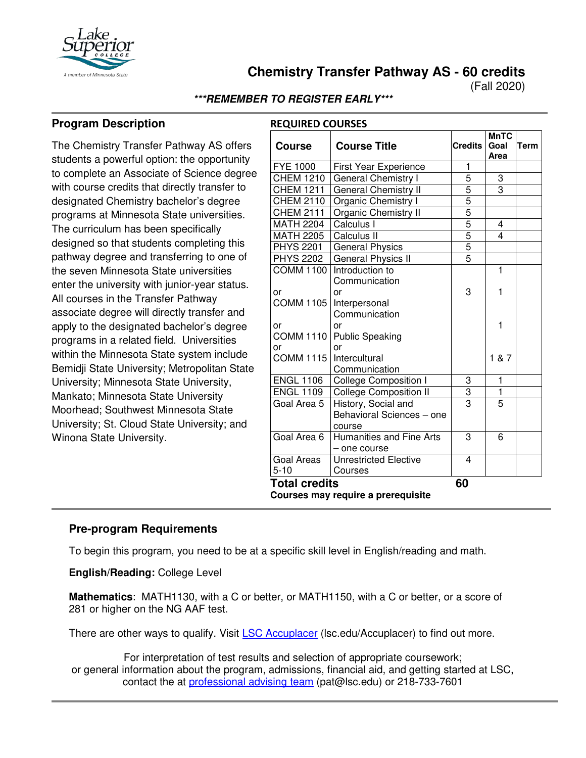# Chemistry Transfer Pathway AS - 60 credits

(Fall 2020)

***REMEMBER TO REGISTER EARLY***

## Program Description

The Chemistry Transfer Pathway AS offers students a powerful option: the opportunity to complete an Associate of Science degree with course credits that directly transfer to designated Chemistry bachelor's degree programs at Minnesota State universities. The curriculum has been specifically designed so that students completing this pathway degree and transferring to one of the seven Minnesota State universities enter the university with junior-year status. All courses in the Transfer Pathway associate degree will directly transfer and apply to the designated bachelor's degree programs in a related field. Universities within the Minnesota State system include Bemidji State University; Metropolitan State University; Minnesota State University, Mankato; Minnesota State University Moorhead; Southwest Minnesota State University; St. Cloud State University; and Winona State University.

## REQUIRED COURSES

| Course | Course Title | Credits | MnTC Goal Area | Term |
|---|---|---|---|---|
| FYE 1000 | First Year Experience | 1 | | |
| CHEM 1210 | General Chemistry I | 5 | 3 | |
| CHEM 1211 | General Chemistry II | 5 | 3 | |
| CHEM 2110 | Organic Chemistry I | 5 | | |
| CHEM 2111 | Organic Chemistry II | 5 | | |
| MATH 2204 | Calculus I | 5 | 4 | |
| MATH 2205 | Calculus II | 5 | 4 | |
| PHYS 2201 | General Physics | 5 | | |
| PHYS 2202 | General Physics II | 5 | | |
| COMM 1100 or COMM 1105 or COMM 1110 or COMM 1115 | Introduction to Communication or Interpersonal Communication or Public Speaking or Intercultural Communication | 3 | 1 / 1 / 1 / 1 & 7 | |
| ENGL 1106 | College Composition I | 3 | 1 | |
| ENGL 1109 | College Composition II | 3 | 1 | |
| Goal Area 5 | History, Social and Behavioral Sciences – one course | 3 | 5 | |
| Goal Area 6 | Humanities and Fine Arts – one course | 3 | 6 | |
| Goal Areas 5-10 | Unrestricted Elective Courses | 4 | | |
| **Total credits** | | **60** | | |

**Courses may require a prerequisite**

### Pre-program Requirements

To begin this program, you need to be at a specific skill level in English/reading and math.

**English/Reading:** College Level

**Mathematics**: MATH1130, with a C or better, or MATH1150, with a C or better, or a score of 281 or higher on the NG AAF test.

There are other ways to qualify. Visit LSC Accuplacer (lsc.edu/Accuplacer) to find out more.

For interpretation of test results and selection of appropriate coursework; or general information about the program, admissions, financial aid, and getting started at LSC, contact the at professional advising team (pat@lsc.edu) or 218-733-7601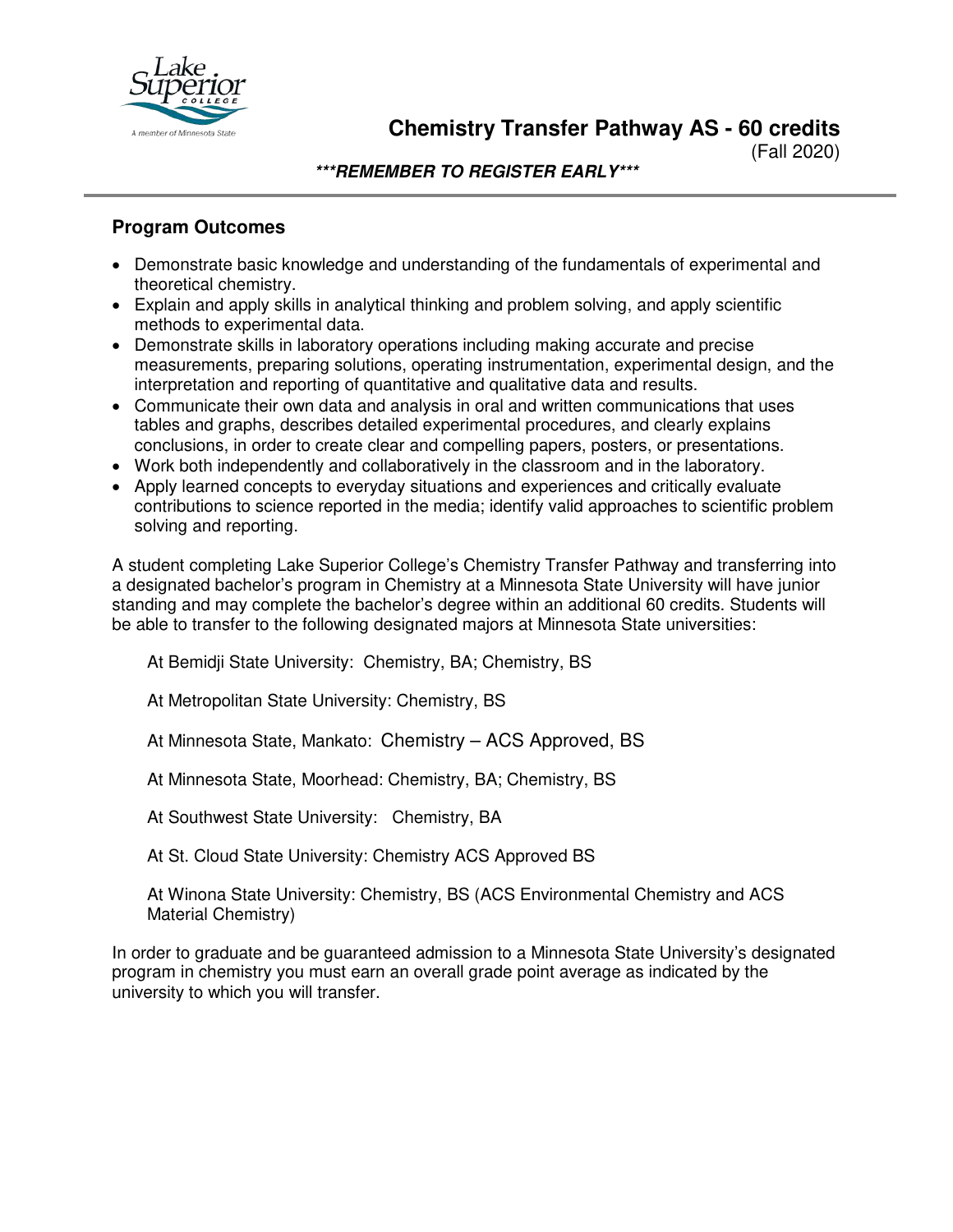# Chemistry Transfer Pathway AS - 60 credits

(Fall 2020)

***REMEMBER TO REGISTER EARLY***

## Program Outcomes

- Demonstrate basic knowledge and understanding of the fundamentals of experimental and theoretical chemistry.
- Explain and apply skills in analytical thinking and problem solving, and apply scientific methods to experimental data.
- Demonstrate skills in laboratory operations including making accurate and precise measurements, preparing solutions, operating instrumentation, experimental design, and the interpretation and reporting of quantitative and qualitative data and results.
- Communicate their own data and analysis in oral and written communications that uses tables and graphs, describes detailed experimental procedures, and clearly explains conclusions, in order to create clear and compelling papers, posters, or presentations.
- Work both independently and collaboratively in the classroom and in the laboratory.
- Apply learned concepts to everyday situations and experiences and critically evaluate contributions to science reported in the media; identify valid approaches to scientific problem solving and reporting.

A student completing Lake Superior College's Chemistry Transfer Pathway and transferring into a designated bachelor's program in Chemistry at a Minnesota State University will have junior standing and may complete the bachelor's degree within an additional 60 credits. Students will be able to transfer to the following designated majors at Minnesota State universities:

At Bemidji State University: Chemistry, BA; Chemistry, BS

At Metropolitan State University: Chemistry, BS

At Minnesota State, Mankato: Chemistry – ACS Approved, BS

At Minnesota State, Moorhead: Chemistry, BA; Chemistry, BS

At Southwest State University: Chemistry, BA

At St. Cloud State University: Chemistry ACS Approved BS

At Winona State University: Chemistry, BS (ACS Environmental Chemistry and ACS Material Chemistry)

In order to graduate and be guaranteed admission to a Minnesota State University's designated program in chemistry you must earn an overall grade point average as indicated by the university to which you will transfer.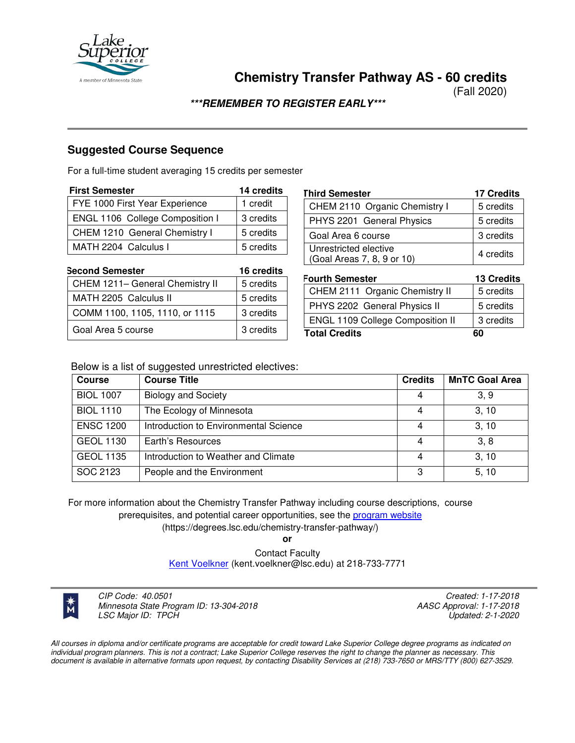# Chemistry Transfer Pathway AS - 60 credits

(Fall 2020)

***REMEMBER TO REGISTER EARLY***

## Suggested Course Sequence

For a full-time student averaging 15 credits per semester

| First Semester | 14 credits |
|---|---|
| FYE 1000 First Year Experience | 1 credit |
| ENGL 1106 College Composition I | 3 credits |
| CHEM 1210 General Chemistry I | 5 credits |
| MATH 2204 Calculus I | 5 credits |

| Second Semester | 16 credits |
|---|---|
| CHEM 1211– General Chemistry II | 5 credits |
| MATH 2205 Calculus II | 5 credits |
| COMM 1100, 1105, 1110, or 1115 | 3 credits |
| Goal Area 5 course | 3 credits |

| Third Semester | 17 Credits |
|---|---|
| CHEM 2110 Organic Chemistry I | 5 credits |
| PHYS 2201 General Physics | 5 credits |
| Goal Area 6 course | 3 credits |
| Unrestricted elective (Goal Areas 7, 8, 9 or 10) | 4 credits |

| Fourth Semester | 13 Credits |
|---|---|
| CHEM 2111 Organic Chemistry II | 5 credits |
| PHYS 2202 General Physics II | 5 credits |
| ENGL 1109 College Composition II | 3 credits |
| **Total Credits** | **60** |

Below is a list of suggested unrestricted electives:

| Course | Course Title | Credits | MnTC Goal Area |
|---|---|---|---|
| BIOL 1007 | Biology and Society | 4 | 3, 9 |
| BIOL 1110 | The Ecology of Minnesota | 4 | 3, 10 |
| ENSC 1200 | Introduction to Environmental Science | 4 | 3, 10 |
| GEOL 1130 | Earth's Resources | 4 | 3, 8 |
| GEOL 1135 | Introduction to Weather and Climate | 4 | 3, 10 |
| SOC 2123 | People and the Environment | 3 | 5, 10 |

For more information about the Chemistry Transfer Pathway including course descriptions, course prerequisites, and potential career opportunities, see the program website (https://degrees.lsc.edu/chemistry-transfer-pathway/)

**or**

Contact Faculty
Kent Voelkner (kent.voelkner@lsc.edu) at 218-733-7771

*CIP Code: 40.0501*
*Minnesota State Program ID: 13-304-2018*
*LSC Major ID: TPCH*

*Created: 1-17-2018*
*AASC Approval: 1-17-2018*
*Updated: 2-1-2020*

*All courses in diploma and/or certificate programs are acceptable for credit toward Lake Superior College degree programs as indicated on individual program planners. This is not a contract; Lake Superior College reserves the right to change the planner as necessary. This document is available in alternative formats upon request, by contacting Disability Services at (218) 733-7650 or MRS/TTY (800) 627-3529.*